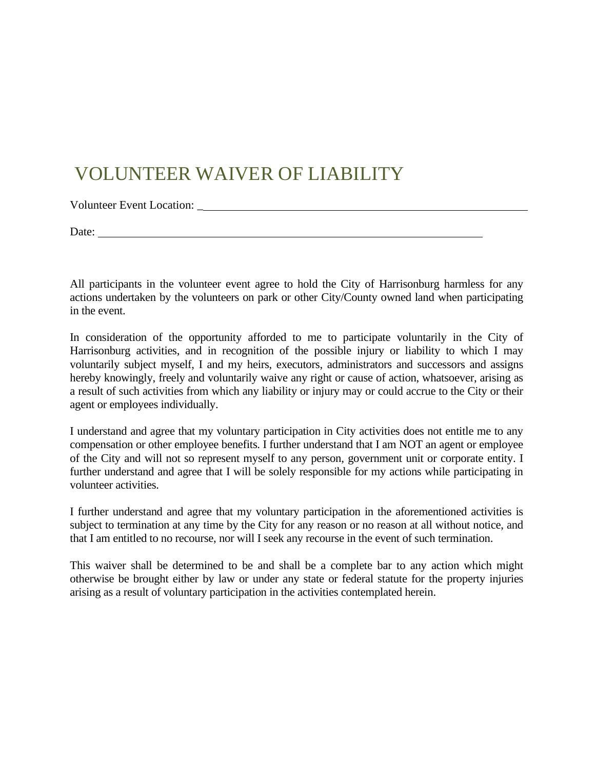# VOLUNTEER WAIVER OF LIABILITY

Volunteer Event Location: ______________________________________________

Date: ______________________________________________

All participants in the volunteer event agree to hold the City of Harrisonburg harmless for any actions undertaken by the volunteers on park or other City/County owned land when participating in the event.

In consideration of the opportunity afforded to me to participate voluntarily in the City of Harrisonburg activities, and in recognition of the possible injury or liability to which I may voluntarily subject myself, I and my heirs, executors, administrators and successors and assigns hereby knowingly, freely and voluntarily waive any right or cause of action, whatsoever, arising as a result of such activities from which any liability or injury may or could accrue to the City or their agent or employees individually.

I understand and agree that my voluntary participation in City activities does not entitle me to any compensation or other employee benefits. I further understand that I am NOT an agent or employee of the City and will not so represent myself to any person, government unit or corporate entity. I further understand and agree that I will be solely responsible for my actions while participating in volunteer activities.

I further understand and agree that my voluntary participation in the aforementioned activities is subject to termination at any time by the City for any reason or no reason at all without notice, and that I am entitled to no recourse, nor will I seek any recourse in the event of such termination.

This waiver shall be determined to be and shall be a complete bar to any action which might otherwise be brought either by law or under any state or federal statute for the property injuries arising as a result of voluntary participation in the activities contemplated herein.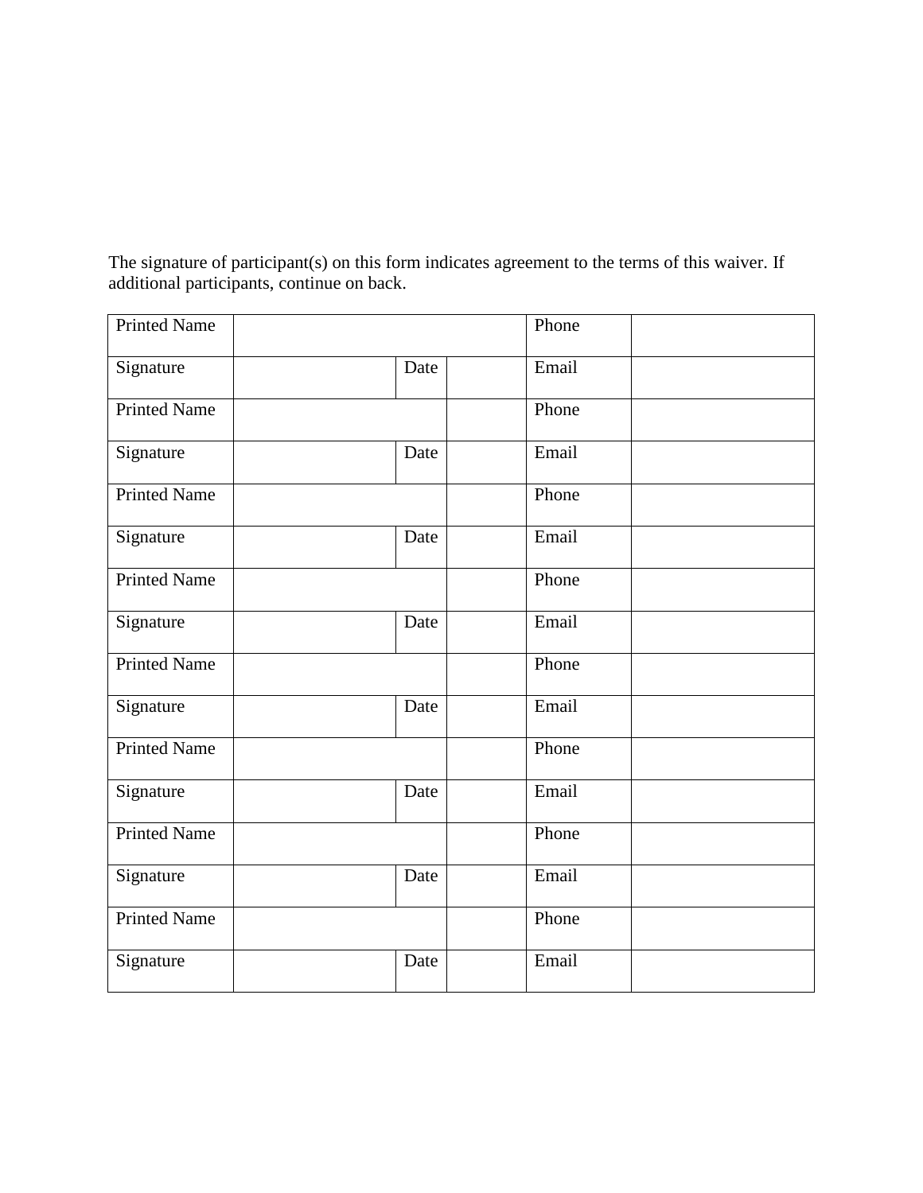The signature of participant(s) on this form indicates agreement to the terms of this waiver. If additional participants, continue on back.

| | | | | | |
|---|---|---|---|---|---|
| Printed Name | | | | Phone | |
| Signature | | Date | | Email | |
| Printed Name | | | | Phone | |
| Signature | | Date | | Email | |
| Printed Name | | | | Phone | |
| Signature | | Date | | Email | |
| Printed Name | | | | Phone | |
| Signature | | Date | | Email | |
| Printed Name | | | | Phone | |
| Signature | | Date | | Email | |
| Printed Name | | | | Phone | |
| Signature | | Date | | Email | |
| Printed Name | | | | Phone | |
| Signature | | Date | | Email | |
| Printed Name | | | | Phone | |
| Signature | | Date | | Email | |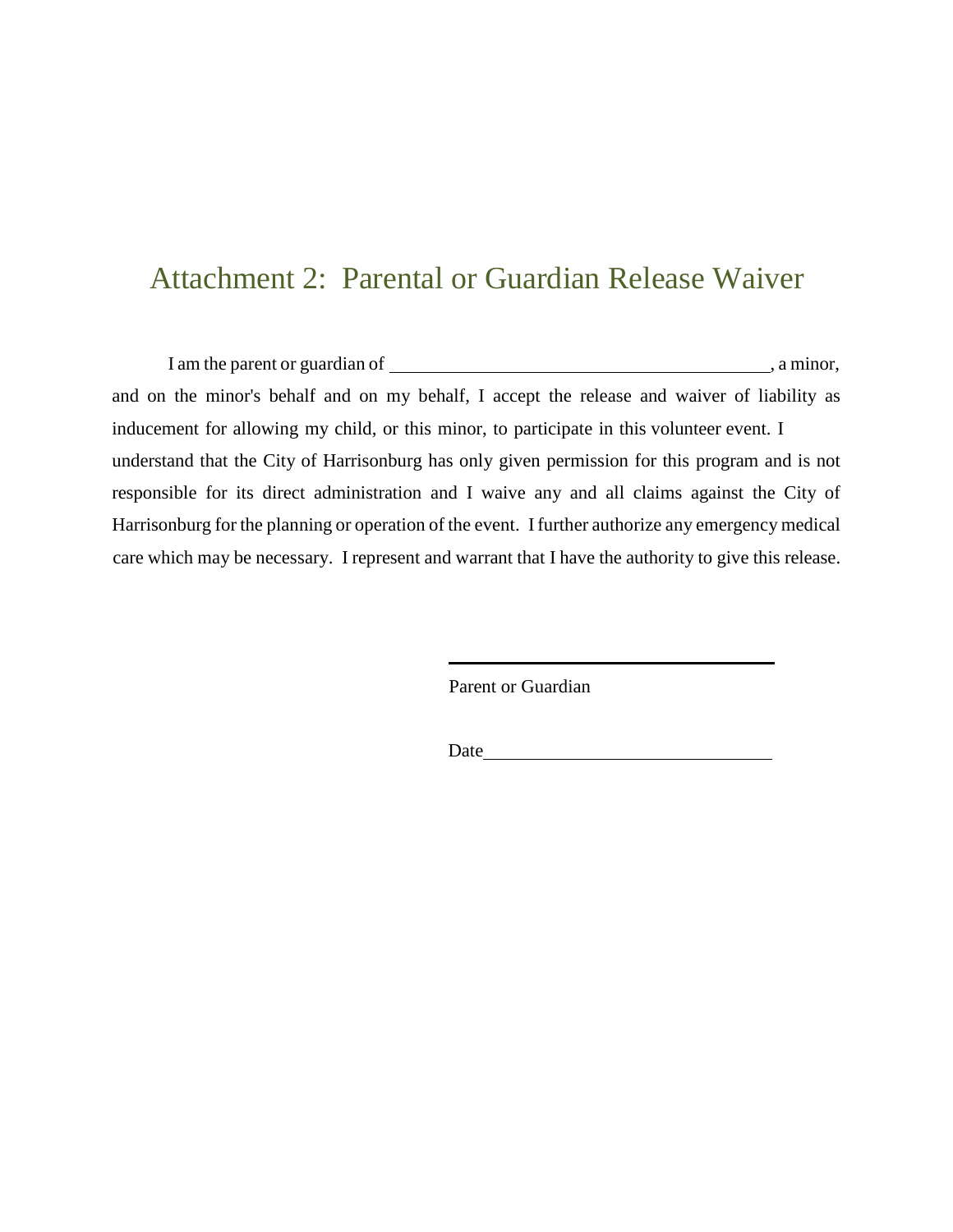# Attachment 2: Parental or Guardian Release Waiver

I am the parent or guardian of \_\_\_\_\_\_\_\_\_\_\_\_\_\_\_\_\_\_\_\_\_\_\_\_\_\_\_\_\_\_\_\_\_\_\_\_\_\_\_\_, a minor, and on the minor's behalf and on my behalf, I accept the release and waiver of liability as inducement for allowing my child, or this minor, to participate in this volunteer event. I understand that the City of Harrisonburg has only given permission for this program and is not responsible for its direct administration and I waive any and all claims against the City of Harrisonburg for the planning or operation of the event. I further authorize any emergency medical care which may be necessary. I represent and warrant that I have the authority to give this release.

\_\_\_\_\_\_\_\_\_\_\_\_\_\_\_\_\_\_\_\_\_\_\_\_\_\_\_\_\_\_\_\_\_\_\_\_
Parent or Guardian

Date\_\_\_\_\_\_\_\_\_\_\_\_\_\_\_\_\_\_\_\_\_\_\_\_\_\_\_\_\_\_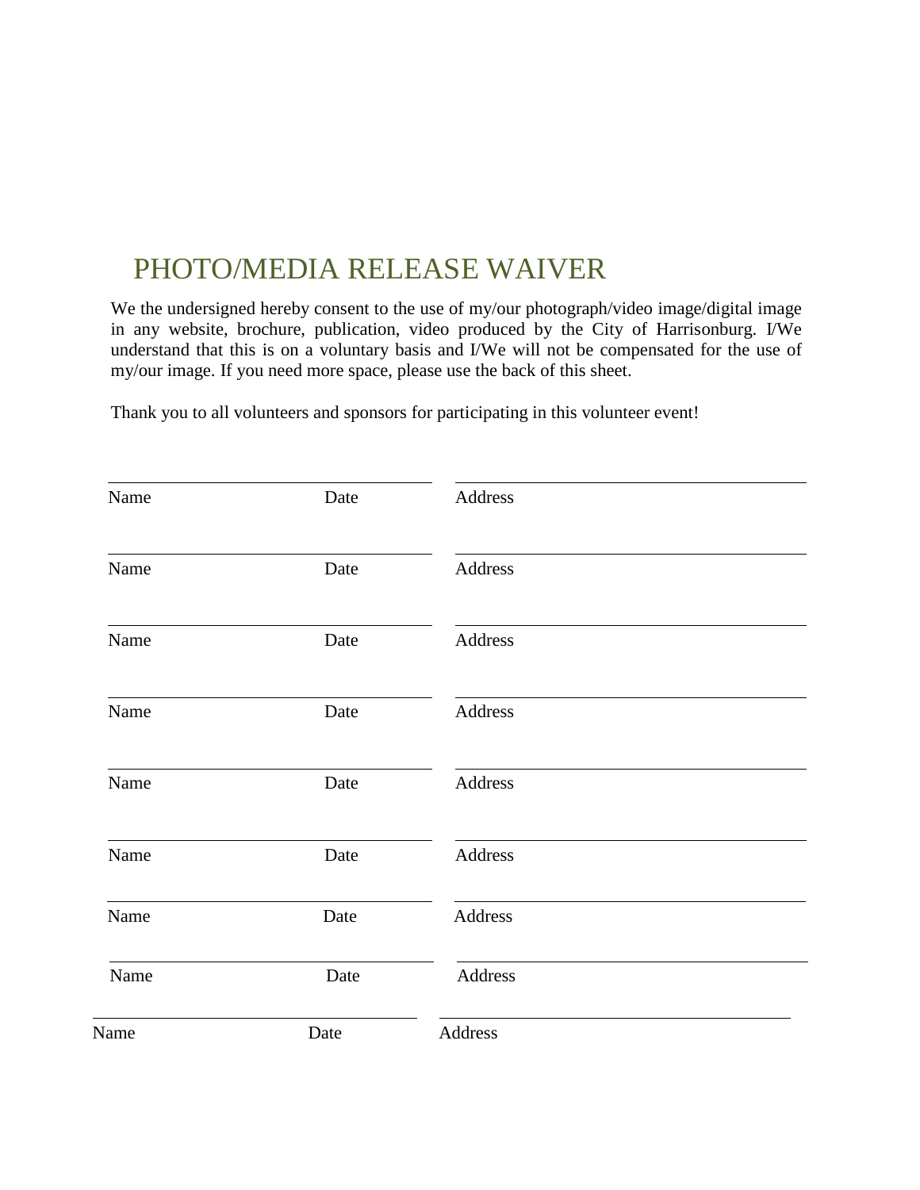# PHOTO/MEDIA RELEASE WAIVER

We the undersigned hereby consent to the use of my/our photograph/video image/digital image in any website, brochure, publication, video produced by the City of Harrisonburg. I/We understand that this is on a voluntary basis and I/We will not be compensated for the use of my/our image. If you need more space, please use the back of this sheet.

Thank you to all volunteers and sponsors for participating in this volunteer event!

| Name | Date | Address |
| --- | --- | --- |
| | | |
| | | |
| | | |
| | | |
| | | |
| | | |
| | | |
| | | |
| | | |